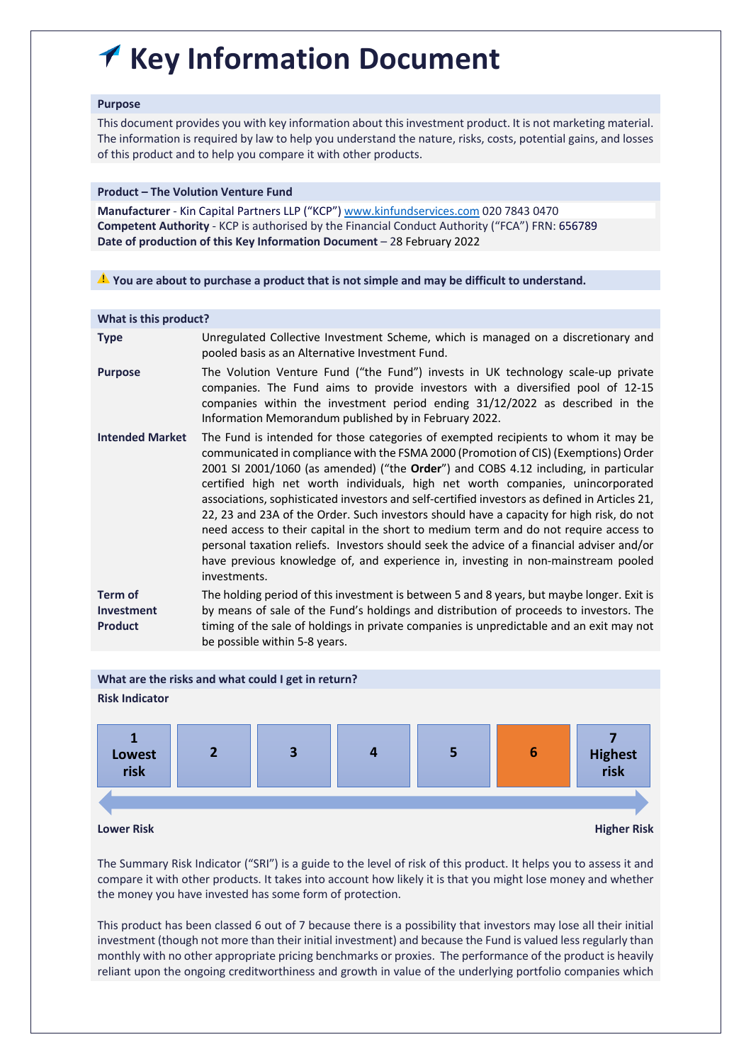# Key Information Document

**Purpose**

This document provides you with key information about this investment product. It is not marketing material. The information is required by law to help you understand the nature, risks, costs, potential gains, and losses of this product and to help you compare it with other products.

**Product – The Volution Venture Fund**

**Manufacturer** - Kin Capital Partners LLP ("KCP") www.kinfundservices.com 020 7843 0470
**Competent Authority** - KCP is authorised by the Financial Conduct Authority ("FCA") FRN: 656789
**Date of production of this Key Information Document** – 28 February 2022

⚠ **You are about to purchase a product that is not simple and may be difficult to understand.**

**What is this product?**

| | |
|---|---|
| **Type** | Unregulated Collective Investment Scheme, which is managed on a discretionary and pooled basis as an Alternative Investment Fund. |
| **Purpose** | The Volution Venture Fund ("the Fund") invests in UK technology scale-up private companies. The Fund aims to provide investors with a diversified pool of 12-15 companies within the investment period ending 31/12/2022 as described in the Information Memorandum published by in February 2022. |
| **Intended Market** | The Fund is intended for those categories of exempted recipients to whom it may be communicated in compliance with the FSMA 2000 (Promotion of CIS) (Exemptions) Order 2001 SI 2001/1060 (as amended) ("the **Order**") and COBS 4.12 including, in particular certified high net worth individuals, high net worth companies, unincorporated associations, sophisticated investors and self-certified investors as defined in Articles 21, 22, 23 and 23A of the Order. Such investors should have a capacity for high risk, do not need access to their capital in the short to medium term and do not require access to personal taxation reliefs. Investors should seek the advice of a financial adviser and/or have previous knowledge of, and experience in, investing in non-mainstream pooled investments. |
| **Term of Investment Product** | The holding period of this investment is between 5 and 8 years, but maybe longer. Exit is by means of sale of the Fund's holdings and distribution of proceeds to investors. The timing of the sale of holdings in private companies is unpredictable and an exit may not be possible within 5-8 years. |

**What are the risks and what could I get in return?**

**Risk Indicator**

| 1 Lowest risk | 2 | 3 | 4 | 5 | **6** | 7 Highest risk |
|---|---|---|---|---|---|---|

**Lower Risk** ← → **Higher Risk**

The Summary Risk Indicator ("SRI") is a guide to the level of risk of this product. It helps you to assess it and compare it with other products. It takes into account how likely it is that you might lose money and whether the money you have invested has some form of protection.

This product has been classed 6 out of 7 because there is a possibility that investors may lose all their initial investment (though not more than their initial investment) and because the Fund is valued less regularly than monthly with no other appropriate pricing benchmarks or proxies. The performance of the product is heavily reliant upon the ongoing creditworthiness and growth in value of the underlying portfolio companies which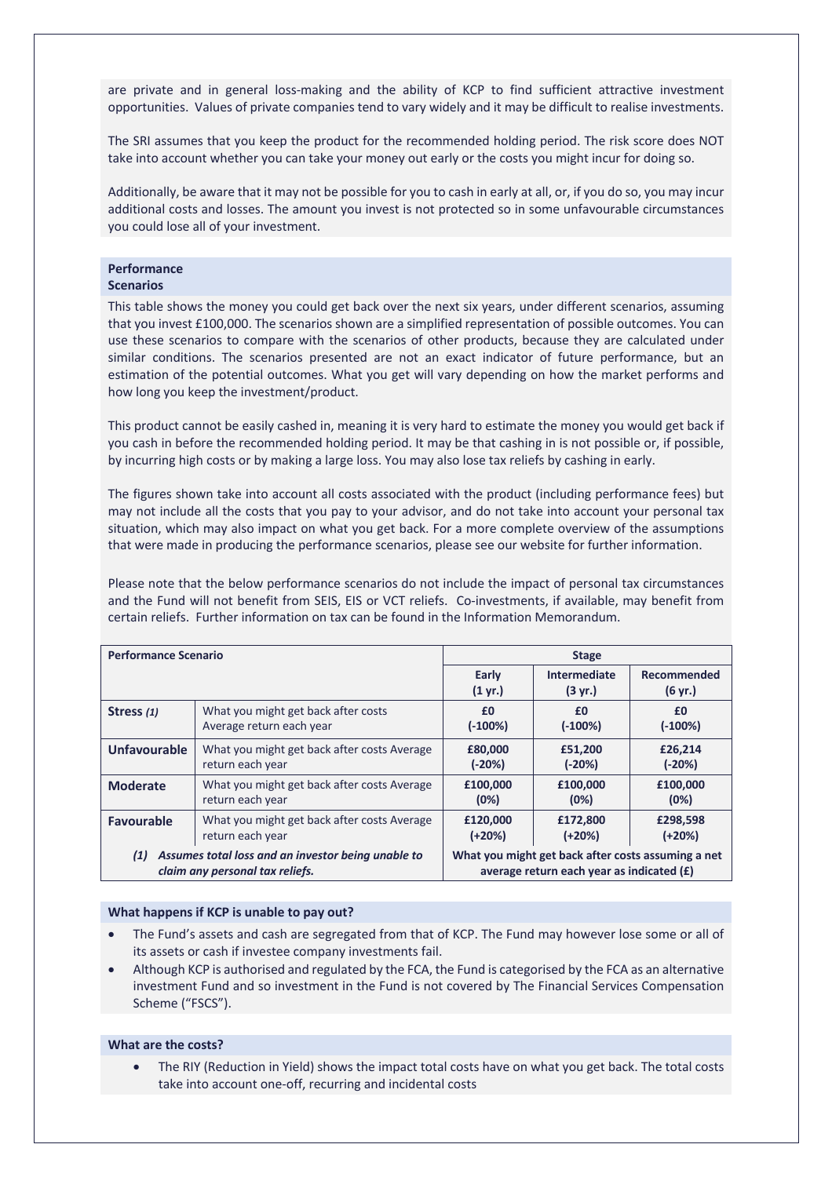are private and in general loss-making and the ability of KCP to find sufficient attractive investment opportunities. Values of private companies tend to vary widely and it may be difficult to realise investments.

The SRI assumes that you keep the product for the recommended holding period. The risk score does NOT take into account whether you can take your money out early or the costs you might incur for doing so.

Additionally, be aware that it may not be possible for you to cash in early at all, or, if you do so, you may incur additional costs and losses. The amount you invest is not protected so in some unfavourable circumstances you could lose all of your investment.

## Performance Scenarios

This table shows the money you could get back over the next six years, under different scenarios, assuming that you invest £100,000. The scenarios shown are a simplified representation of possible outcomes. You can use these scenarios to compare with the scenarios of other products, because they are calculated under similar conditions. The scenarios presented are not an exact indicator of future performance, but an estimation of the potential outcomes. What you get will vary depending on how the market performs and how long you keep the investment/product.

This product cannot be easily cashed in, meaning it is very hard to estimate the money you would get back if you cash in before the recommended holding period. It may be that cashing in is not possible or, if possible, by incurring high costs or by making a large loss. You may also lose tax reliefs by cashing in early.

The figures shown take into account all costs associated with the product (including performance fees) but may not include all the costs that you pay to your advisor, and do not take into account your personal tax situation, which may also impact on what you get back. For a more complete overview of the assumptions that were made in producing the performance scenarios, please see our website for further information.

Please note that the below performance scenarios do not include the impact of personal tax circumstances and the Fund will not benefit from SEIS, EIS or VCT reliefs. Co-investments, if available, may benefit from certain reliefs. Further information on tax can be found in the Information Memorandum.

| **Performance Scenario** | | **Stage** | | |
|---|---|---|---|---|
| | | **Early (1 yr.)** | **Intermediate (3 yr.)** | **Recommended (6 yr.)** |
| **Stress** *(1)* | What you might get back after costs Average return each year | **£0 (-100%)** | **£0 (-100%)** | **£0 (-100%)** |
| **Unfavourable** | What you might get back after costs Average return each year | **£80,000 (-20%)** | **£51,200 (-20%)** | **£26,214 (-20%)** |
| **Moderate** | What you might get back after costs Average return each year | **£100,000 (0%)** | **£100,000 (0%)** | **£100,000 (0%)** |
| **Favourable** | What you might get back after costs Average return each year | **£120,000 (+20%)** | **£172,800 (+20%)** | **£298,598 (+20%)** |
| ***(1) Assumes total loss and an investor being unable to claim any personal tax reliefs.*** | | **What you might get back after costs assuming a net average return each year as indicated (£)** | | |

### What happens if KCP is unable to pay out?

- The Fund's assets and cash are segregated from that of KCP. The Fund may however lose some or all of its assets or cash if investee company investments fail.
- Although KCP is authorised and regulated by the FCA, the Fund is categorised by the FCA as an alternative investment Fund and so investment in the Fund is not covered by The Financial Services Compensation Scheme ("FSCS").

### What are the costs?

- The RIY (Reduction in Yield) shows the impact total costs have on what you get back. The total costs take into account one-off, recurring and incidental costs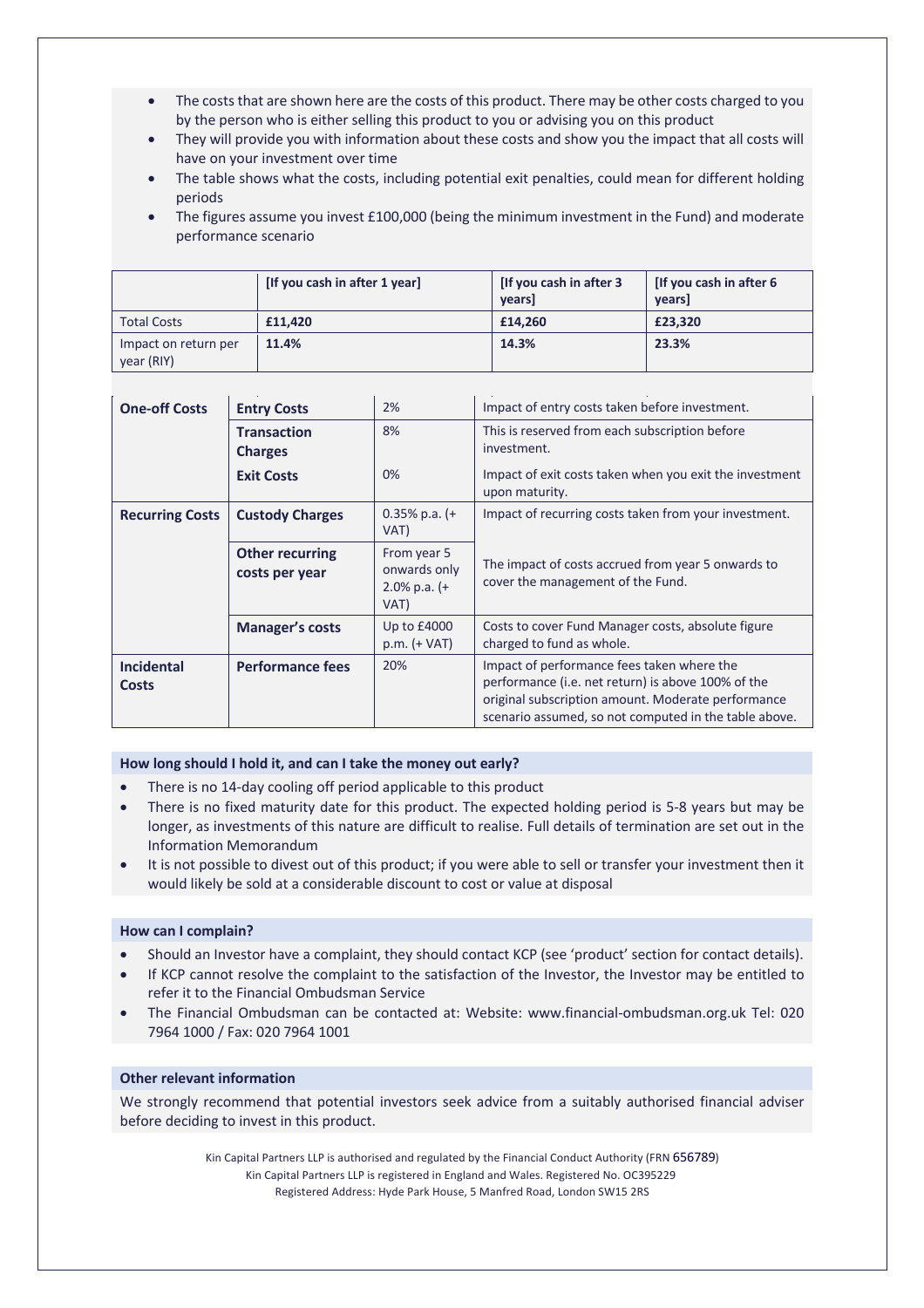- The costs that are shown here are the costs of this product. There may be other costs charged to you by the person who is either selling this product to you or advising you on this product
- They will provide you with information about these costs and show you the impact that all costs will have on your investment over time
- The table shows what the costs, including potential exit penalties, could mean for different holding periods
- The figures assume you invest £100,000 (being the minimum investment in the Fund) and moderate performance scenario

| | [If you cash in after 1 year] | [If you cash in after 3 years] | [If you cash in after 6 years] |
|---|---|---|---|
| Total Costs | **£11,420** | **£14,260** | **£23,320** |
| Impact on return per year (RIY) | **11.4%** | **14.3%** | **23.3%** |

| | | | |
|---|---|---|---|
| **One-off Costs** | **Entry Costs** | 2% | Impact of entry costs taken before investment. |
| | **Transaction Charges** | 8% | This is reserved from each subscription before investment. |
| | **Exit Costs** | 0% | Impact of exit costs taken when you exit the investment upon maturity. |
| **Recurring Costs** | **Custody Charges** | 0.35% p.a. (+ VAT) | Impact of recurring costs taken from your investment. |
| | **Other recurring costs per year** | From year 5 onwards only 2.0% p.a. (+ VAT) | The impact of costs accrued from year 5 onwards to cover the management of the Fund. |
| | **Manager's costs** | Up to £4000 p.m. (+ VAT) | Costs to cover Fund Manager costs, absolute figure charged to fund as whole. |
| **Incidental Costs** | **Performance fees** | 20% | Impact of performance fees taken where the performance (i.e. net return) is above 100% of the original subscription amount. Moderate performance scenario assumed, so not computed in the table above. |

### How long should I hold it, and can I take the money out early?

- There is no 14-day cooling off period applicable to this product
- There is no fixed maturity date for this product. The expected holding period is 5-8 years but may be longer, as investments of this nature are difficult to realise. Full details of termination are set out in the Information Memorandum
- It is not possible to divest out of this product; if you were able to sell or transfer your investment then it would likely be sold at a considerable discount to cost or value at disposal

### How can I complain?

- Should an Investor have a complaint, they should contact KCP (see 'product' section for contact details).
- If KCP cannot resolve the complaint to the satisfaction of the Investor, the Investor may be entitled to refer it to the Financial Ombudsman Service
- The Financial Ombudsman can be contacted at: Website: www.financial-ombudsman.org.uk Tel: 020 7964 1000 / Fax: 020 7964 1001

### Other relevant information

We strongly recommend that potential investors seek advice from a suitably authorised financial adviser before deciding to invest in this product.

Kin Capital Partners LLP is authorised and regulated by the Financial Conduct Authority (FRN 656789)
Kin Capital Partners LLP is registered in England and Wales. Registered No. OC395229
Registered Address: Hyde Park House, 5 Manfred Road, London SW15 2RS